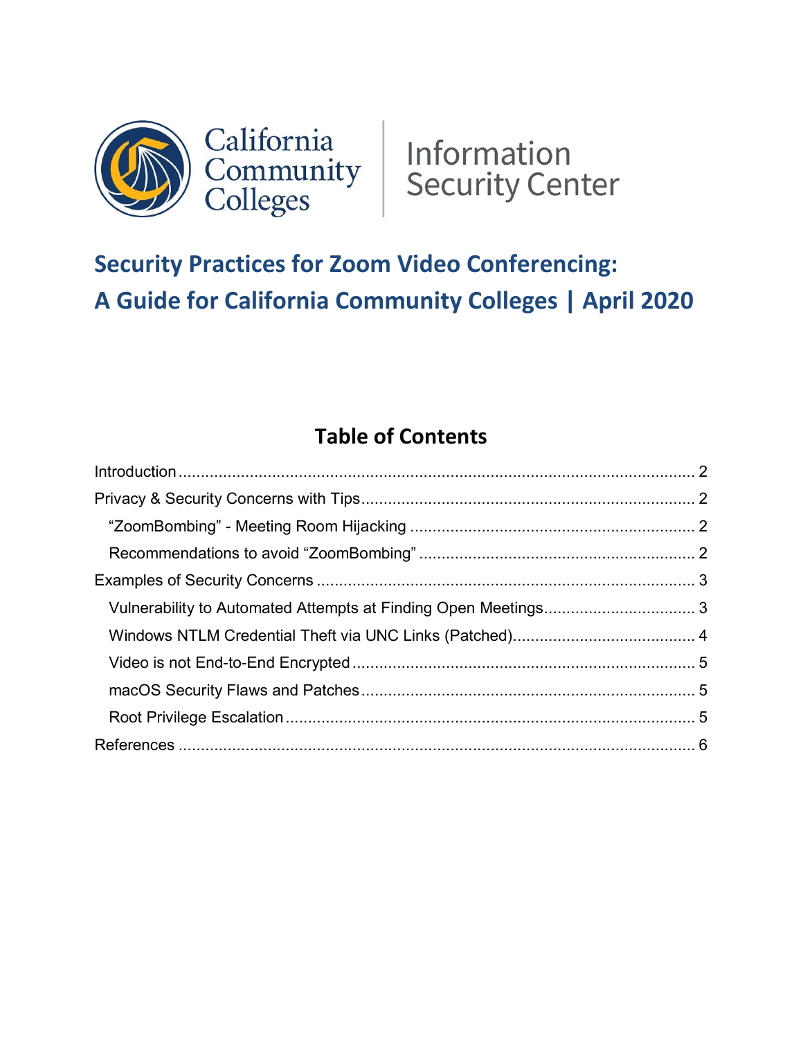California Community Colleges | Information Security Center

# Security Practices for Zoom Video Conferencing: A Guide for California Community Colleges | April 2020

## Table of Contents

Introduction ..... 2

Privacy & Security Concerns with Tips ..... 2

- "ZoomBombing" - Meeting Room Hijacking ..... 2
- Recommendations to avoid "ZoomBombing" ..... 2

Examples of Security Concerns ..... 3

- Vulnerability to Automated Attempts at Finding Open Meetings ..... 3
- Windows NTLM Credential Theft via UNC Links (Patched) ..... 4
- Video is not End-to-End Encrypted ..... 5
- macOS Security Flaws and Patches ..... 5
- Root Privilege Escalation ..... 5

References ..... 6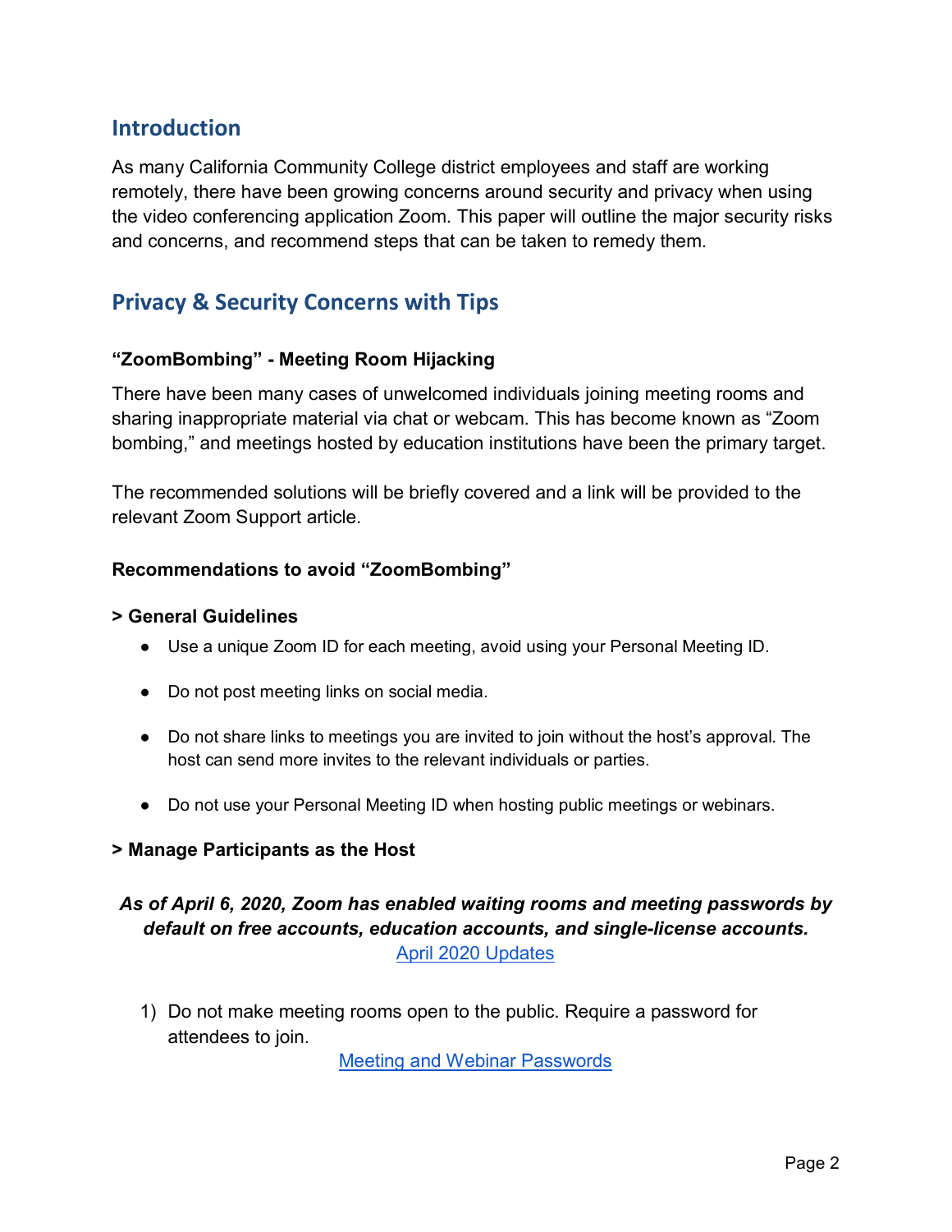## Introduction

As many California Community College district employees and staff are working remotely, there have been growing concerns around security and privacy when using the video conferencing application Zoom. This paper will outline the major security risks and concerns, and recommend steps that can be taken to remedy them.

## Privacy & Security Concerns with Tips

### "ZoomBombing" - Meeting Room Hijacking

There have been many cases of unwelcomed individuals joining meeting rooms and sharing inappropriate material via chat or webcam. This has become known as "Zoom bombing," and meetings hosted by education institutions have been the primary target.

The recommended solutions will be briefly covered and a link will be provided to the relevant Zoom Support article.

**Recommendations to avoid "ZoomBombing"**

**> General Guidelines**

- Use a unique Zoom ID for each meeting, avoid using your Personal Meeting ID.
- Do not post meeting links on social media.
- Do not share links to meetings you are invited to join without the host's approval. The host can send more invites to the relevant individuals or parties.
- Do not use your Personal Meeting ID when hosting public meetings or webinars.

**> Manage Participants as the Host**

***As of April 6, 2020, Zoom has enabled waiting rooms and meeting passwords by default on free accounts, education accounts, and single-license accounts.***

[April 2020 Updates]

1) Do not make meeting rooms open to the public. Require a password for attendees to join.

   [Meeting and Webinar Passwords]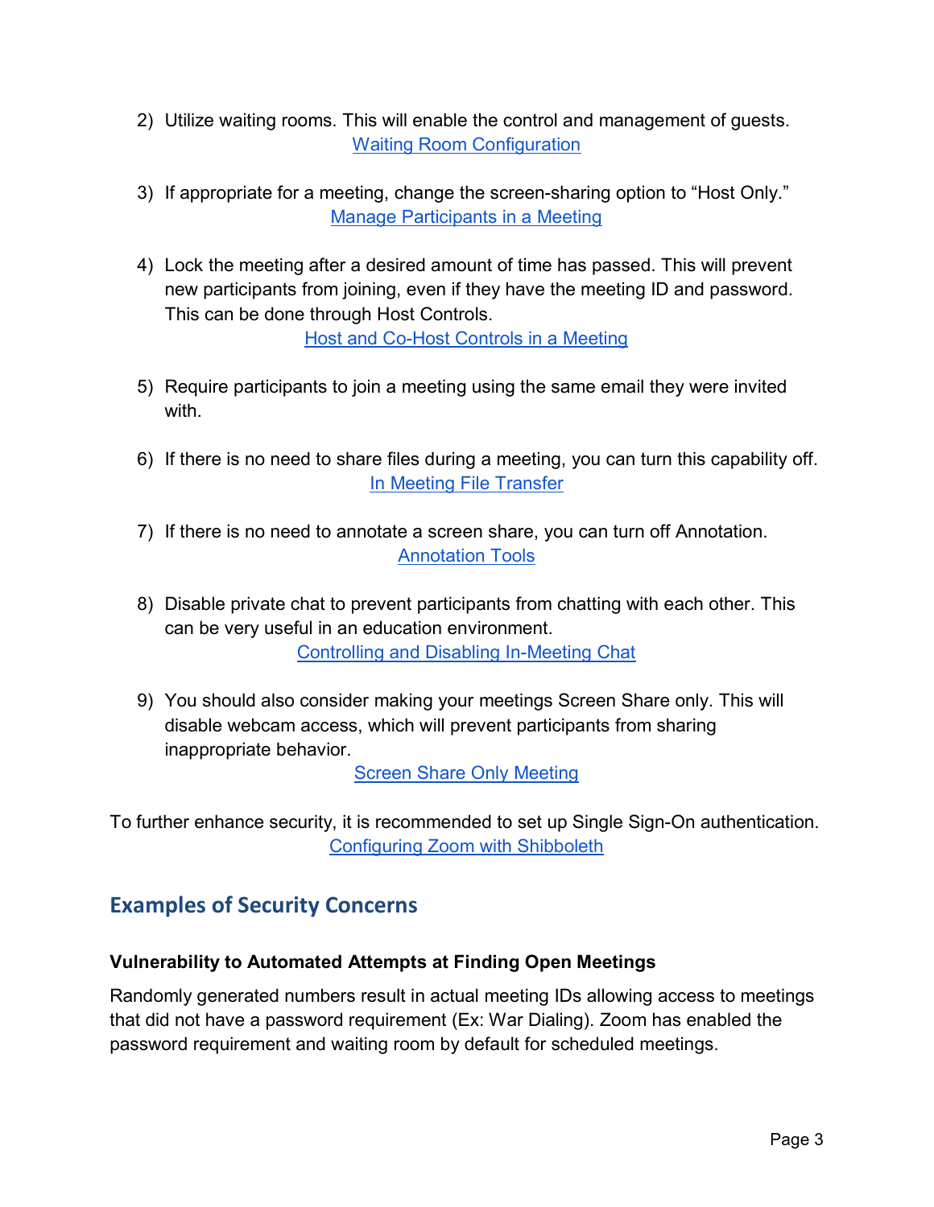2) Utilize waiting rooms. This will enable the control and management of guests.
   [Waiting Room Configuration]

3) If appropriate for a meeting, change the screen-sharing option to "Host Only."
   [Manage Participants in a Meeting]

4) Lock the meeting after a desired amount of time has passed. This will prevent new participants from joining, even if they have the meeting ID and password. This can be done through Host Controls.
   [Host and Co-Host Controls in a Meeting]

5) Require participants to join a meeting using the same email they were invited with.

6) If there is no need to share files during a meeting, you can turn this capability off.
   [In Meeting File Transfer]

7) If there is no need to annotate a screen share, you can turn off Annotation.
   [Annotation Tools]

8) Disable private chat to prevent participants from chatting with each other. This can be very useful in an education environment.
   [Controlling and Disabling In-Meeting Chat]

9) You should also consider making your meetings Screen Share only. This will disable webcam access, which will prevent participants from sharing inappropriate behavior.
   [Screen Share Only Meeting]

To further enhance security, it is recommended to set up Single Sign-On authentication.
[Configuring Zoom with Shibboleth]

## Examples of Security Concerns

**Vulnerability to Automated Attempts at Finding Open Meetings**

Randomly generated numbers result in actual meeting IDs allowing access to meetings that did not have a password requirement (Ex: War Dialing). Zoom has enabled the password requirement and waiting room by default for scheduled meetings.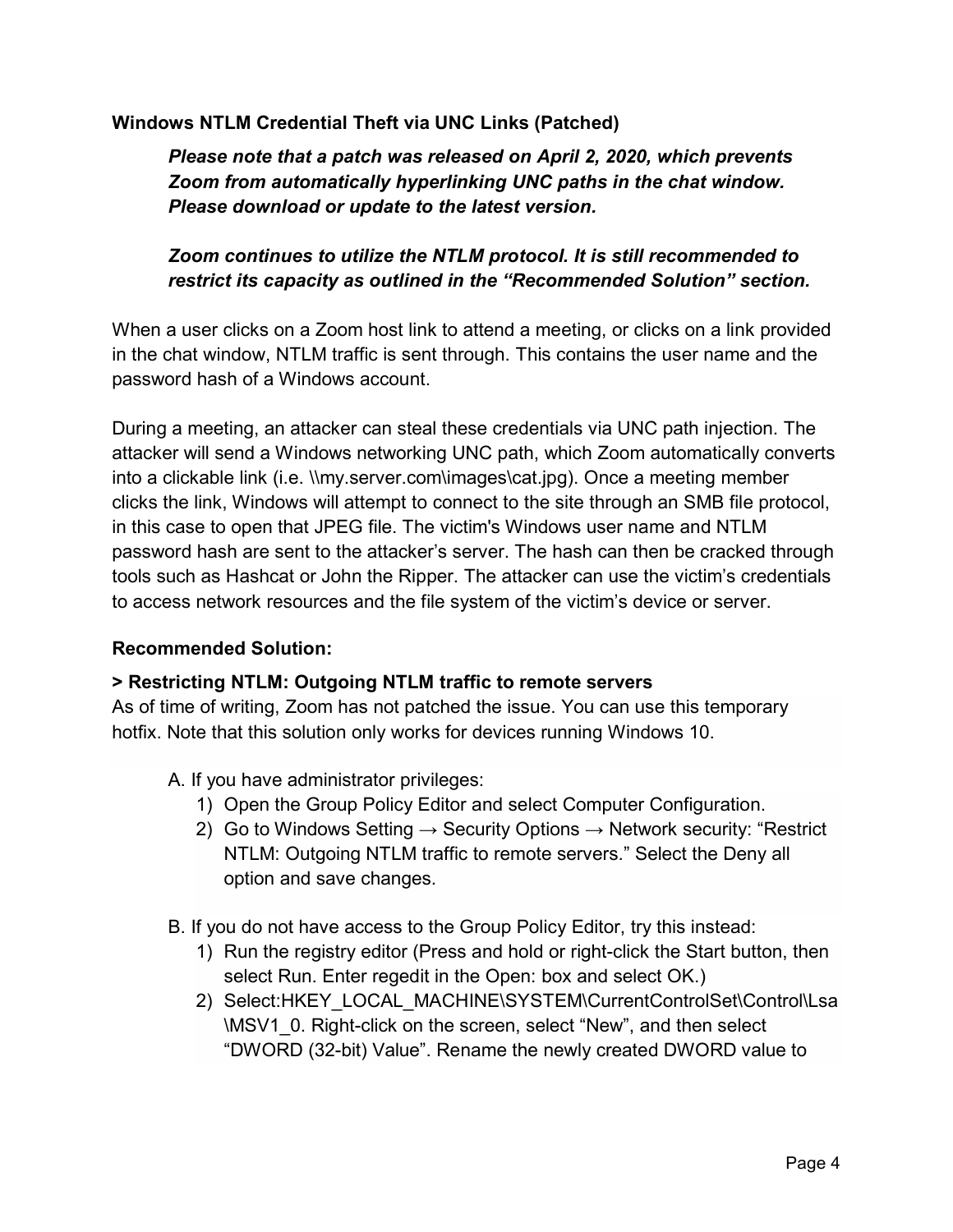**Windows NTLM Credential Theft via UNC Links (Patched)**

> ***Please note that a patch was released on April 2, 2020, which prevents Zoom from automatically hyperlinking UNC paths in the chat window. Please download or update to the latest version.***
>
> ***Zoom continues to utilize the NTLM protocol. It is still recommended to restrict its capacity as outlined in the "Recommended Solution" section.***

When a user clicks on a Zoom host link to attend a meeting, or clicks on a link provided in the chat window, NTLM traffic is sent through. This contains the user name and the password hash of a Windows account.

During a meeting, an attacker can steal these credentials via UNC path injection. The attacker will send a Windows networking UNC path, which Zoom automatically converts into a clickable link (i.e. \\my.server.com\images\cat.jpg). Once a meeting member clicks the link, Windows will attempt to connect to the site through an SMB file protocol, in this case to open that JPEG file. The victim's Windows user name and NTLM password hash are sent to the attacker's server. The hash can then be cracked through tools such as Hashcat or John the Ripper. The attacker can use the victim's credentials to access network resources and the file system of the victim's device or server.

**Recommended Solution:**

**> Restricting NTLM: Outgoing NTLM traffic to remote servers**

As of time of writing, Zoom has not patched the issue. You can use this temporary hotfix. Note that this solution only works for devices running Windows 10.

A. If you have administrator privileges:
   1) Open the Group Policy Editor and select Computer Configuration.
   2) Go to Windows Setting → Security Options → Network security: "Restrict NTLM: Outgoing NTLM traffic to remote servers." Select the Deny all option and save changes.

B. If you do not have access to the Group Policy Editor, try this instead:
   1) Run the registry editor (Press and hold or right-click the Start button, then select Run. Enter regedit in the Open: box and select OK.)
   2) Select:HKEY_LOCAL_MACHINE\SYSTEM\CurrentControlSet\Control\Lsa\MSV1_0. Right-click on the screen, select "New", and then select "DWORD (32-bit) Value". Rename the newly created DWORD value to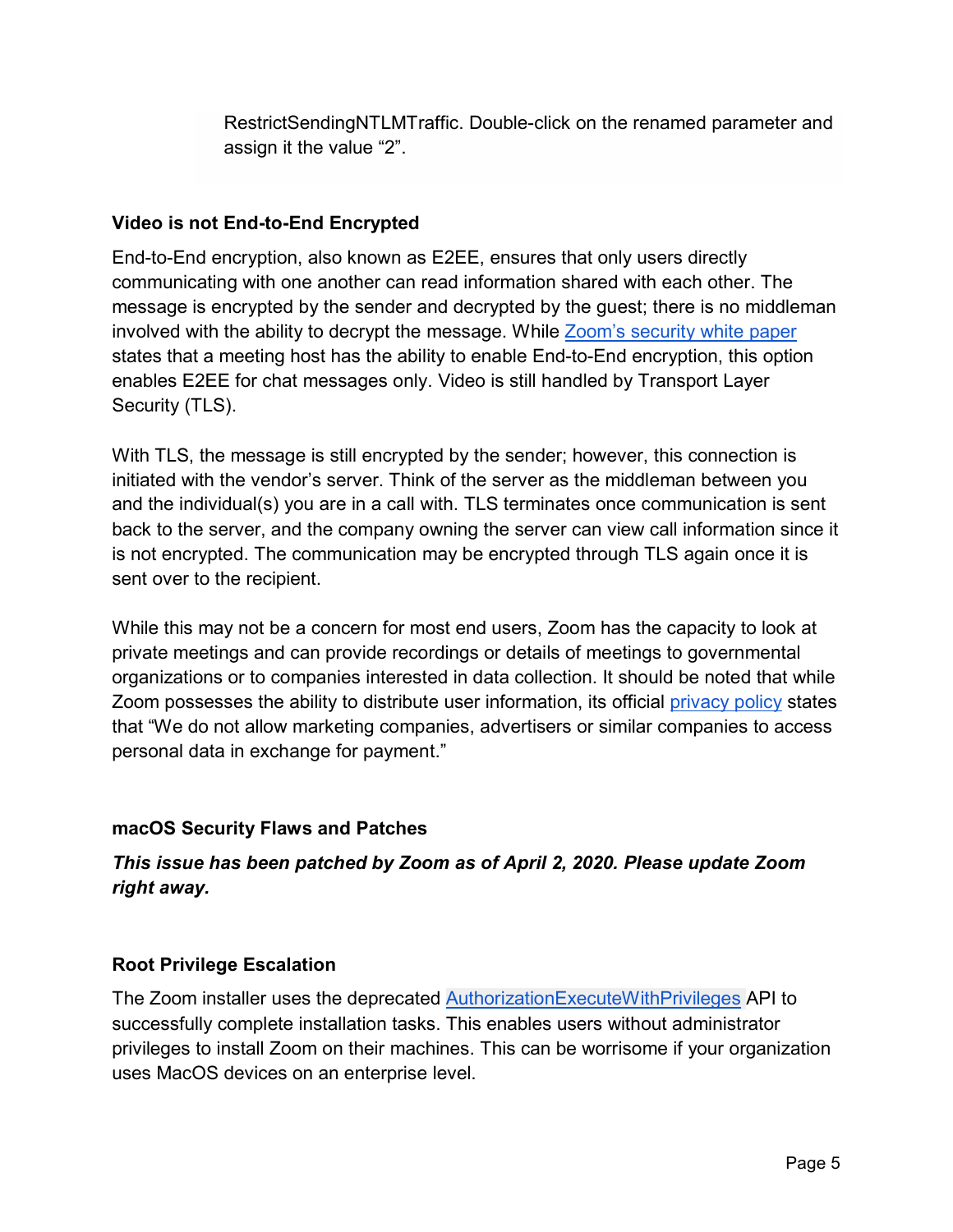RestrictSendingNTLMTraffic. Double-click on the renamed parameter and assign it the value “2”.

### Video is not End-to-End Encrypted

End-to-End encryption, also known as E2EE, ensures that only users directly communicating with one another can read information shared with each other. The message is encrypted by the sender and decrypted by the guest; there is no middleman involved with the ability to decrypt the message. While Zoom’s security white paper states that a meeting host has the ability to enable End-to-End encryption, this option enables E2EE for chat messages only. Video is still handled by Transport Layer Security (TLS).

With TLS, the message is still encrypted by the sender; however, this connection is initiated with the vendor’s server. Think of the server as the middleman between you and the individual(s) you are in a call with. TLS terminates once communication is sent back to the server, and the company owning the server can view call information since it is not encrypted. The communication may be encrypted through TLS again once it is sent over to the recipient.

While this may not be a concern for most end users, Zoom has the capacity to look at private meetings and can provide recordings or details of meetings to governmental organizations or to companies interested in data collection. It should be noted that while Zoom possesses the ability to distribute user information, its official privacy policy states that “We do not allow marketing companies, advertisers or similar companies to access personal data in exchange for payment.”

### macOS Security Flaws and Patches

***This issue has been patched by Zoom as of April 2, 2020. Please update Zoom right away.***

### Root Privilege Escalation

The Zoom installer uses the deprecated AuthorizationExecuteWithPrivileges API to successfully complete installation tasks. This enables users without administrator privileges to install Zoom on their machines. This can be worrisome if your organization uses MacOS devices on an enterprise level.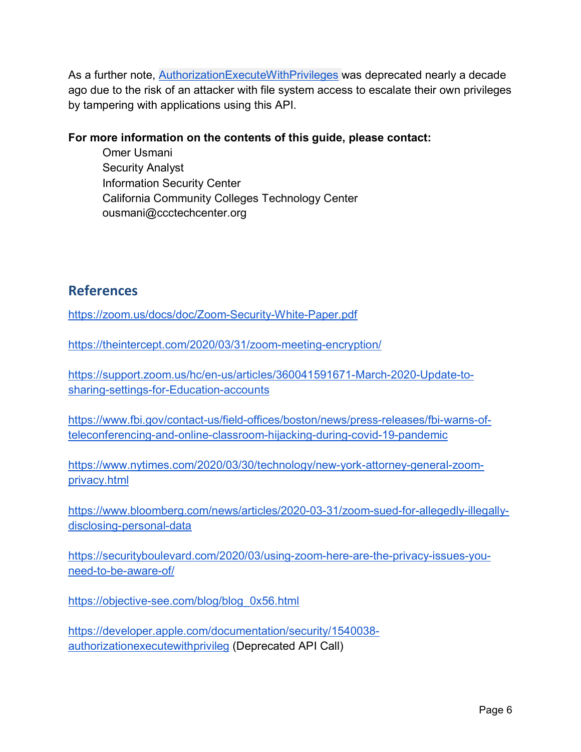As a further note, AuthorizationExecuteWithPrivileges was deprecated nearly a decade ago due to the risk of an attacker with file system access to escalate their own privileges by tampering with applications using this API.

**For more information on the contents of this guide, please contact:**

Omer Usmani
Security Analyst
Information Security Center
California Community Colleges Technology Center
ousmani@ccctechcenter.org

## References

https://zoom.us/docs/doc/Zoom-Security-White-Paper.pdf

https://theintercept.com/2020/03/31/zoom-meeting-encryption/

https://support.zoom.us/hc/en-us/articles/360041591671-March-2020-Update-to-sharing-settings-for-Education-accounts

https://www.fbi.gov/contact-us/field-offices/boston/news/press-releases/fbi-warns-of-teleconferencing-and-online-classroom-hijacking-during-covid-19-pandemic

https://www.nytimes.com/2020/03/30/technology/new-york-attorney-general-zoom-privacy.html

https://www.bloomberg.com/news/articles/2020-03-31/zoom-sued-for-allegedly-illegally-disclosing-personal-data

https://securityboulevard.com/2020/03/using-zoom-here-are-the-privacy-issues-you-need-to-be-aware-of/

https://objective-see.com/blog/blog_0x56.html

https://developer.apple.com/documentation/security/1540038-authorizationexecutewithprivileg (Deprecated API Call)